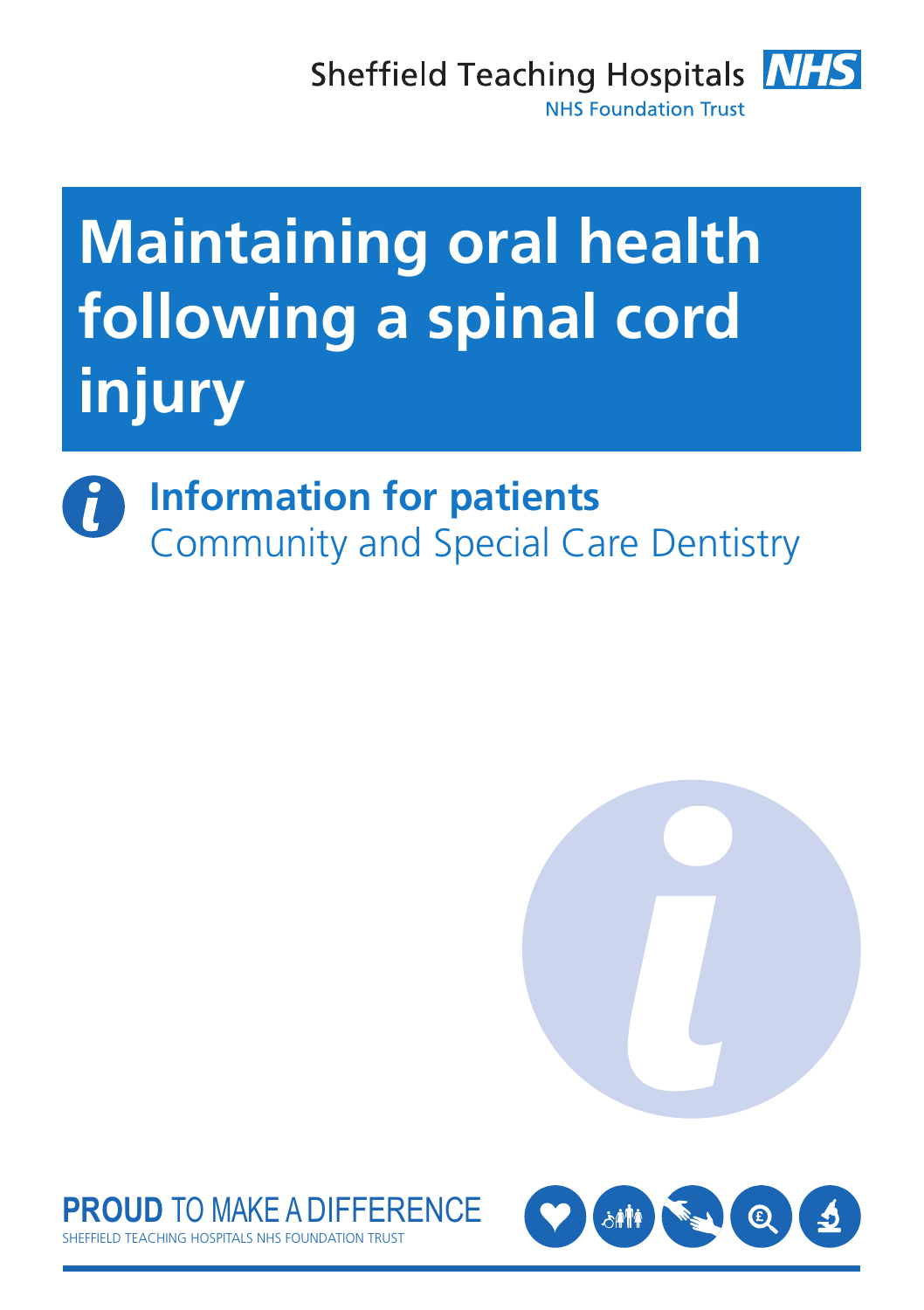Sheffield Teaching Hospitals NHS Foundation Trust

# Maintaining oral health following a spinal cord injury

**Information for patients**
Community and Special Care Dentistry

**PROUD** TO MAKE A DIFFERENCE
SHEFFIELD TEACHING HOSPITALS NHS FOUNDATION TRUST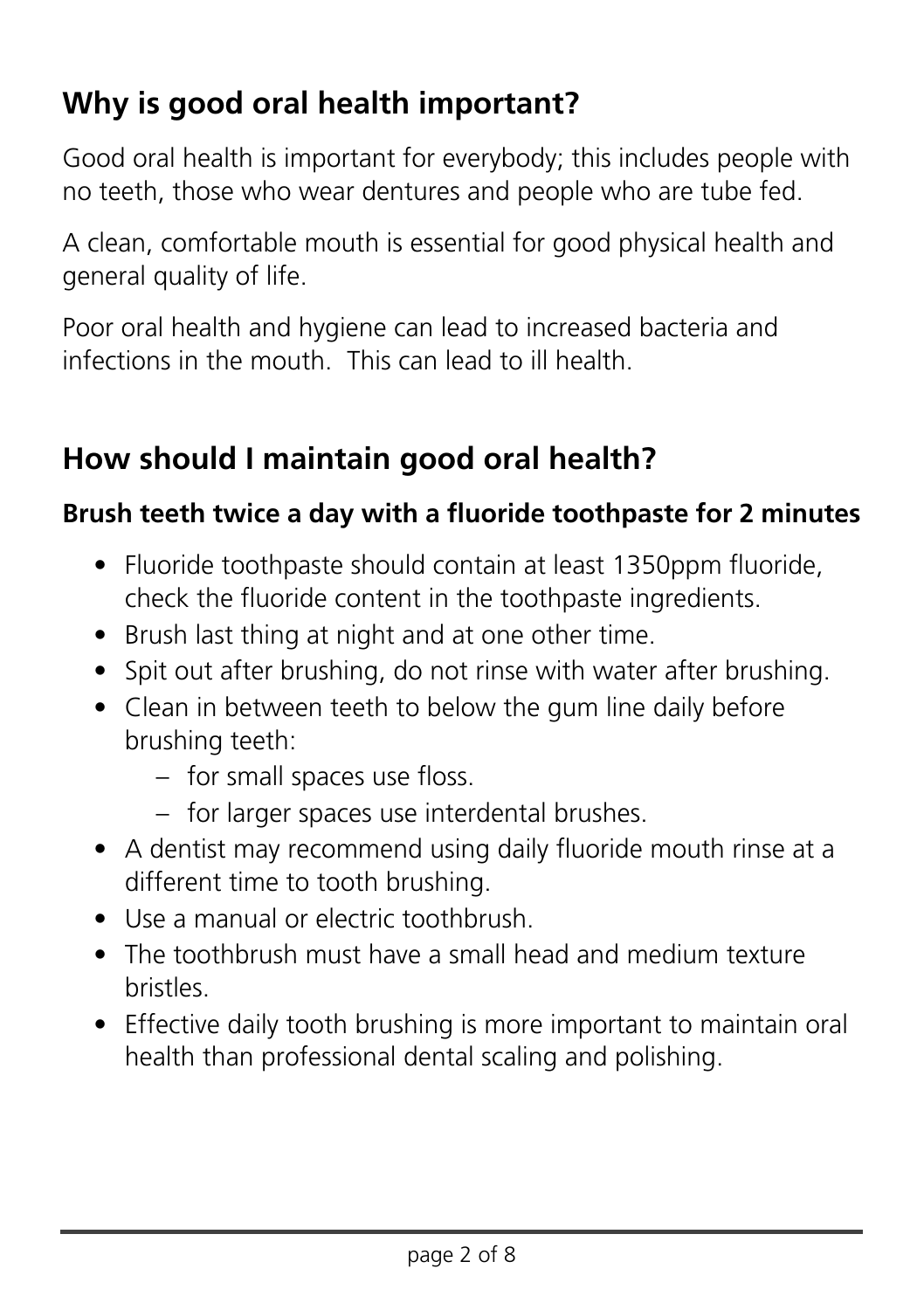## Why is good oral health important?

Good oral health is important for everybody; this includes people with no teeth, those who wear dentures and people who are tube fed.

A clean, comfortable mouth is essential for good physical health and general quality of life.

Poor oral health and hygiene can lead to increased bacteria and infections in the mouth. This can lead to ill health.

## How should I maintain good oral health?

**Brush teeth twice a day with a fluoride toothpaste for 2 minutes**

- Fluoride toothpaste should contain at least 1350ppm fluoride, check the fluoride content in the toothpaste ingredients.
- Brush last thing at night and at one other time.
- Spit out after brushing, do not rinse with water after brushing.
- Clean in between teeth to below the gum line daily before brushing teeth:
  - for small spaces use floss.
  - for larger spaces use interdental brushes.
- A dentist may recommend using daily fluoride mouth rinse at a different time to tooth brushing.
- Use a manual or electric toothbrush.
- The toothbrush must have a small head and medium texture bristles.
- Effective daily tooth brushing is more important to maintain oral health than professional dental scaling and polishing.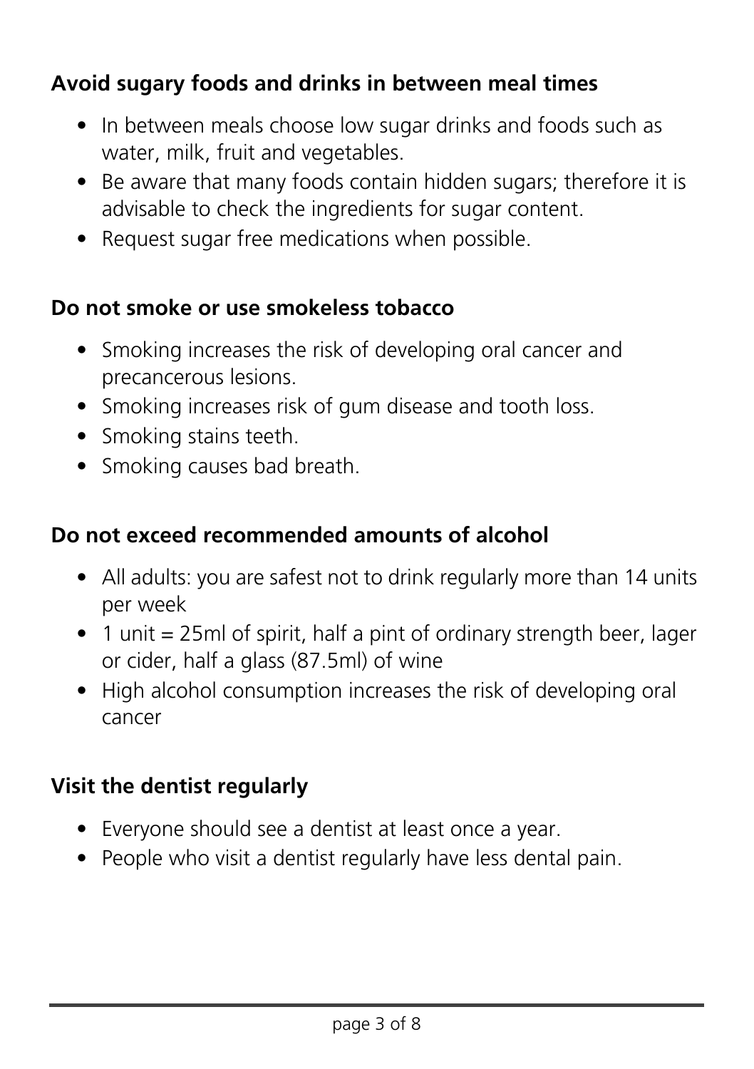### Avoid sugary foods and drinks in between meal times

- In between meals choose low sugar drinks and foods such as water, milk, fruit and vegetables.
- Be aware that many foods contain hidden sugars; therefore it is advisable to check the ingredients for sugar content.
- Request sugar free medications when possible.

### Do not smoke or use smokeless tobacco

- Smoking increases the risk of developing oral cancer and precancerous lesions.
- Smoking increases risk of gum disease and tooth loss.
- Smoking stains teeth.
- Smoking causes bad breath.

### Do not exceed recommended amounts of alcohol

- All adults: you are safest not to drink regularly more than 14 units per week
- 1 unit = 25ml of spirit, half a pint of ordinary strength beer, lager or cider, half a glass (87.5ml) of wine
- High alcohol consumption increases the risk of developing oral cancer

### Visit the dentist regularly

- Everyone should see a dentist at least once a year.
- People who visit a dentist regularly have less dental pain.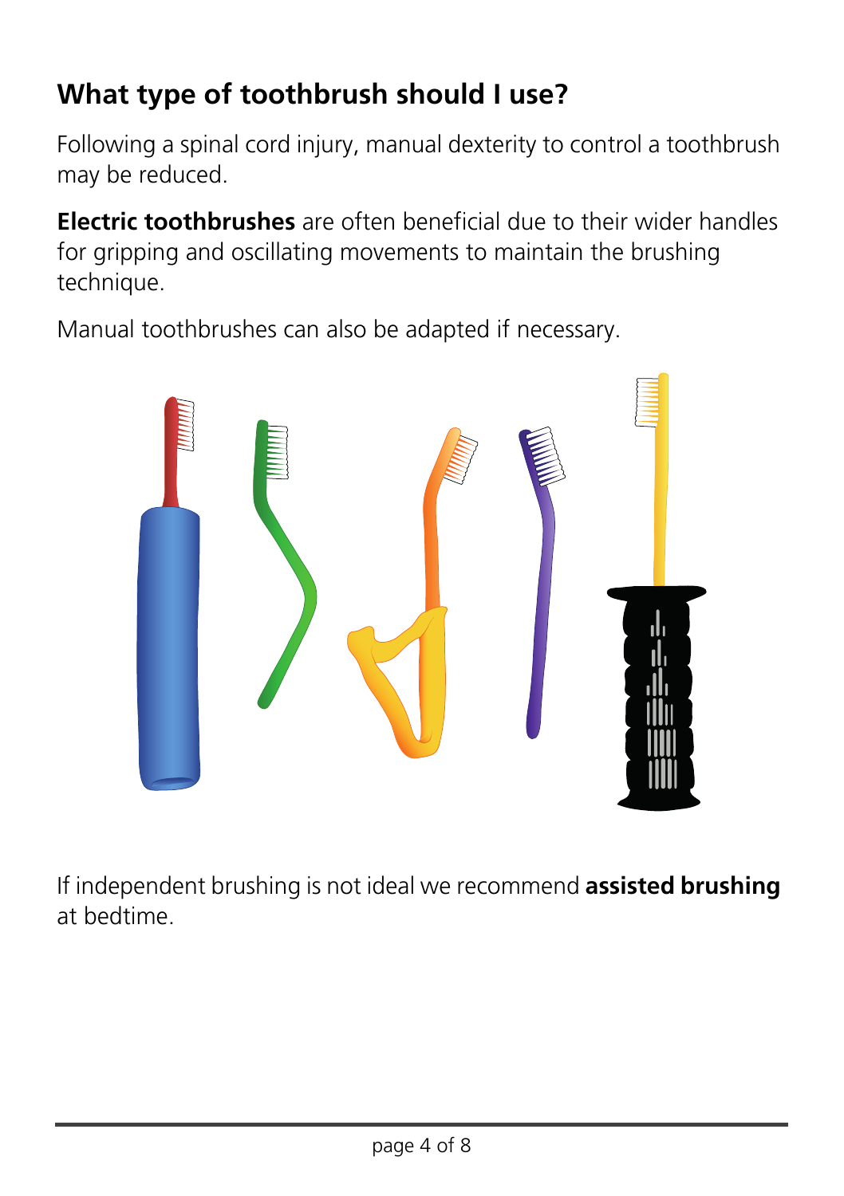## What type of toothbrush should I use?

Following a spinal cord injury, manual dexterity to control a toothbrush may be reduced.

**Electric toothbrushes** are often beneficial due to their wider handles for gripping and oscillating movements to maintain the brushing technique.

Manual toothbrushes can also be adapted if necessary.

If independent brushing is not ideal we recommend **assisted brushing** at bedtime.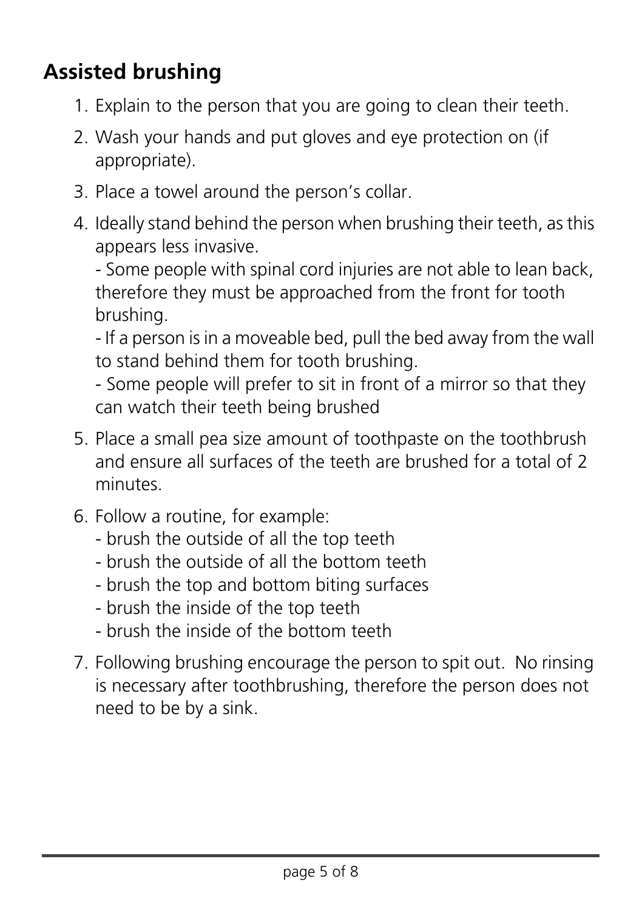## Assisted brushing

1. Explain to the person that you are going to clean their teeth.
2. Wash your hands and put gloves and eye protection on (if appropriate).
3. Place a towel around the person's collar.
4. Ideally stand behind the person when brushing their teeth, as this appears less invasive.
   - Some people with spinal cord injuries are not able to lean back, therefore they must be approached from the front for tooth brushing.
   - If a person is in a moveable bed, pull the bed away from the wall to stand behind them for tooth brushing.
   - Some people will prefer to sit in front of a mirror so that they can watch their teeth being brushed
5. Place a small pea size amount of toothpaste on the toothbrush and ensure all surfaces of the teeth are brushed for a total of 2 minutes.
6. Follow a routine, for example:
   - brush the outside of all the top teeth
   - brush the outside of all the bottom teeth
   - brush the top and bottom biting surfaces
   - brush the inside of the top teeth
   - brush the inside of the bottom teeth
7. Following brushing encourage the person to spit out. No rinsing is necessary after toothbrushing, therefore the person does not need to be by a sink.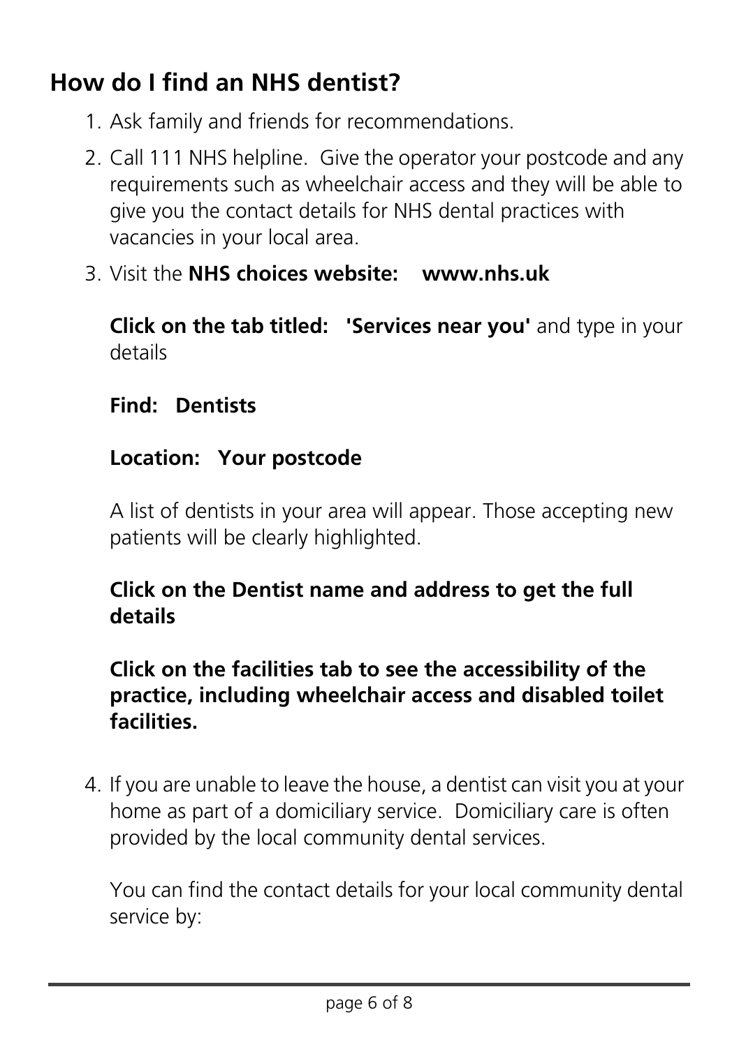## How do I find an NHS dentist?

1. Ask family and friends for recommendations.
2. Call 111 NHS helpline. Give the operator your postcode and any requirements such as wheelchair access and they will be able to give you the contact details for NHS dental practices with vacancies in your local area.
3. Visit the **NHS choices website: www.nhs.uk**

   **Click on the tab titled: 'Services near you'** and type in your details

   **Find: Dentists**

   **Location: Your postcode**

   A list of dentists in your area will appear. Those accepting new patients will be clearly highlighted.

   **Click on the Dentist name and address to get the full details**

   **Click on the facilities tab to see the accessibility of the practice, including wheelchair access and disabled toilet facilities.**

4. If you are unable to leave the house, a dentist can visit you at your home as part of a domiciliary service. Domiciliary care is often provided by the local community dental services.

   You can find the contact details for your local community dental service by: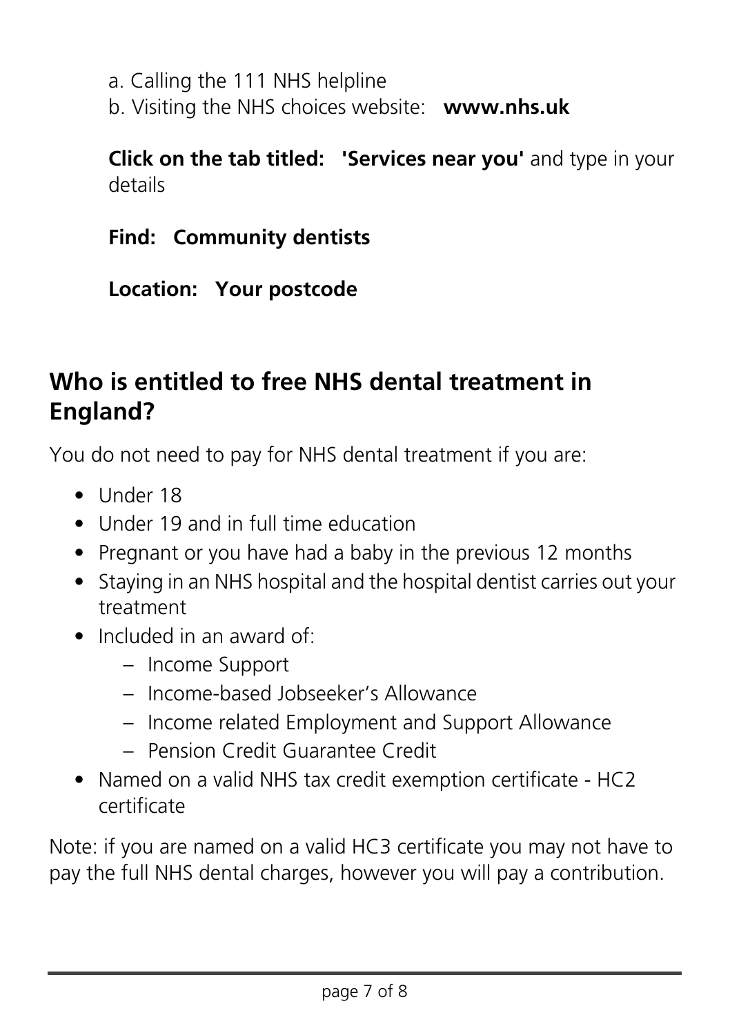a. Calling the 111 NHS helpline

b. Visiting the NHS choices website: **www.nhs.uk**

**Click on the tab titled: 'Services near you'** and type in your details

**Find: Community dentists**

**Location: Your postcode**

## Who is entitled to free NHS dental treatment in England?

You do not need to pay for NHS dental treatment if you are:

- Under 18
- Under 19 and in full time education
- Pregnant or you have had a baby in the previous 12 months
- Staying in an NHS hospital and the hospital dentist carries out your treatment
- Included in an award of:
  - Income Support
  - Income-based Jobseeker's Allowance
  - Income related Employment and Support Allowance
  - Pension Credit Guarantee Credit
- Named on a valid NHS tax credit exemption certificate - HC2 certificate

Note: if you are named on a valid HC3 certificate you may not have to pay the full NHS dental charges, however you will pay a contribution.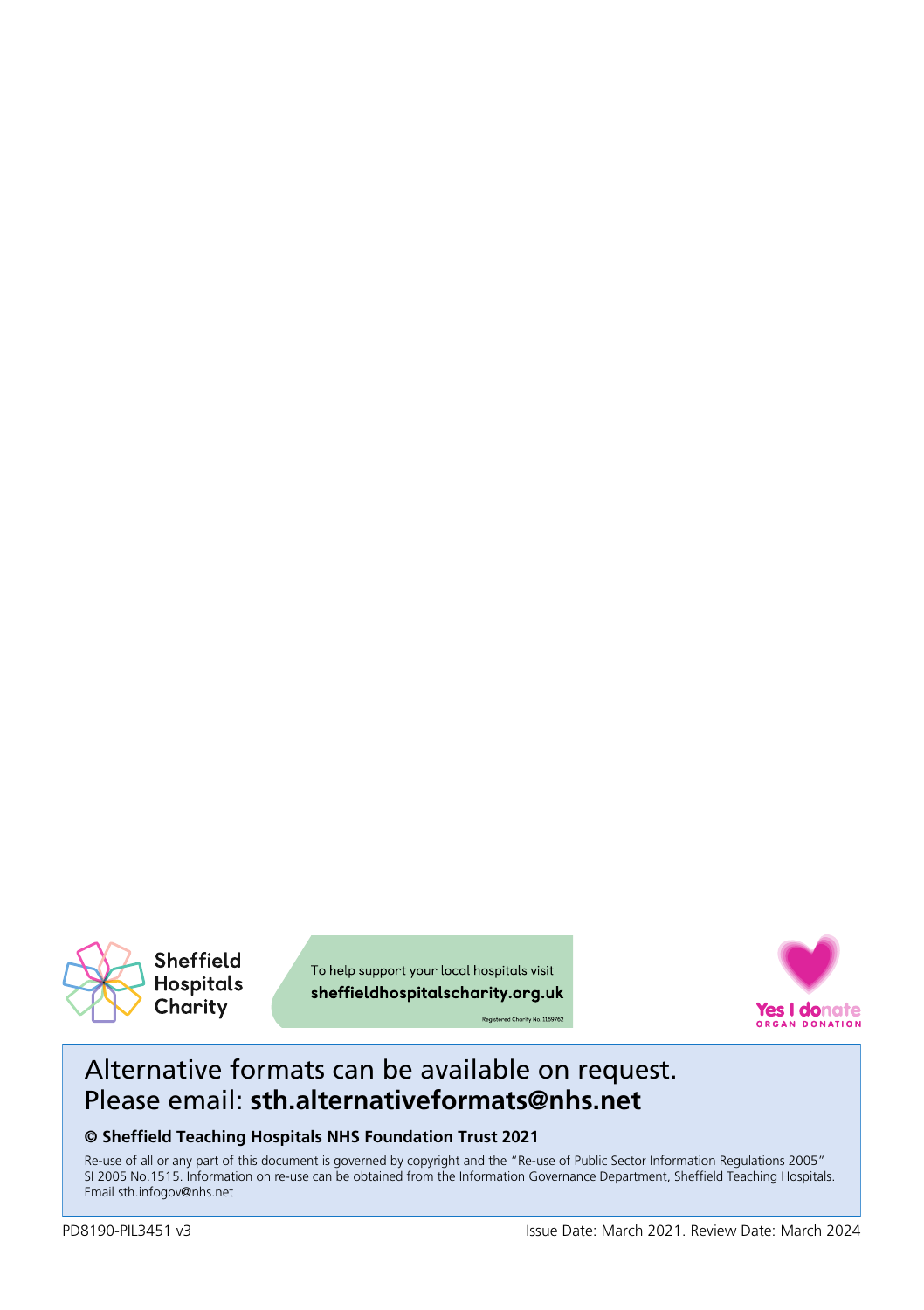Sheffield Hospitals Charity

To help support your local hospitals visit
**sheffieldhospitalscharity.org.uk**

Registered Charity No. 1169762

Yes I donate
ORGAN DONATION

Alternative formats can be available on request.
Please email: **sth.alternativeformats@nhs.net**

**© Sheffield Teaching Hospitals NHS Foundation Trust 2021**

Re-use of all or any part of this document is governed by copyright and the "Re-use of Public Sector Information Regulations 2005" SI 2005 No.1515. Information on re-use can be obtained from the Information Governance Department, Sheffield Teaching Hospitals. Email sth.infogov@nhs.net

PD8190-PIL3451 v3

Issue Date: March 2021. Review Date: March 2024